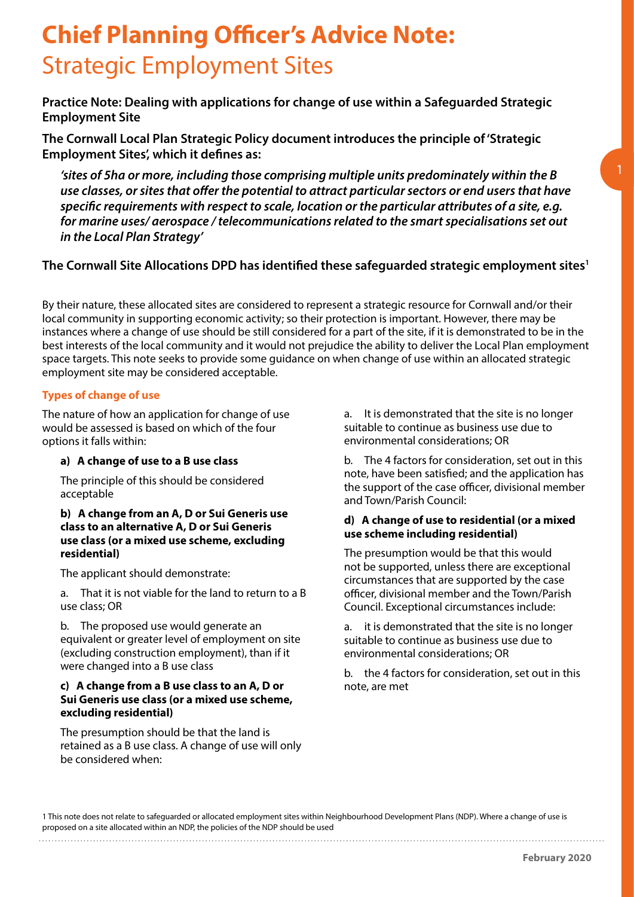# Chief Planning Officer's Advice Note: Strategic Employment Sites

**Practice Note: Dealing with applications for change of use within a Safeguarded Strategic Employment Site**

**The Cornwall Local Plan Strategic Policy document introduces the principle of 'Strategic Employment Sites', which it defines as:**

> ***'sites of 5ha or more, including those comprising multiple units predominately within the B use classes, or sites that offer the potential to attract particular sectors or end users that have specific requirements with respect to scale, location or the particular attributes of a site, e.g. for marine uses/ aerospace / telecommunications related to the smart specialisations set out in the Local Plan Strategy'***

**The Cornwall Site Allocations DPD has identified these safeguarded strategic employment sites[1]**

By their nature, these allocated sites are considered to represent a strategic resource for Cornwall and/or their local community in supporting economic activity; so their protection is important. However, there may be instances where a change of use should be still considered for a part of the site, if it is demonstrated to be in the best interests of the local community and it would not prejudice the ability to deliver the Local Plan employment space targets. This note seeks to provide some guidance on when change of use within an allocated strategic employment site may be considered acceptable.

### Types of change of use

The nature of how an application for change of use would be assessed is based on which of the four options it falls within:

**a) A change of use to a B use class**

The principle of this should be considered acceptable

**b) A change from an A, D or Sui Generis use class to an alternative A, D or Sui Generis use class (or a mixed use scheme, excluding residential)**

The applicant should demonstrate:

a. That it is not viable for the land to return to a B use class; OR

b. The proposed use would generate an equivalent or greater level of employment on site (excluding construction employment), than if it were changed into a B use class

**c) A change from a B use class to an A, D or Sui Generis use class (or a mixed use scheme, excluding residential)**

The presumption should be that the land is retained as a B use class. A change of use will only be considered when:

a. It is demonstrated that the site is no longer suitable to continue as business use due to environmental considerations; OR

b. The 4 factors for consideration, set out in this note, have been satisfied; and the application has the support of the case officer, divisional member and Town/Parish Council:

**d) A change of use to residential (or a mixed use scheme including residential)**

The presumption would be that this would not be supported, unless there are exceptional circumstances that are supported by the case officer, divisional member and the Town/Parish Council. Exceptional circumstances include:

a. it is demonstrated that the site is no longer suitable to continue as business use due to environmental considerations; OR

b. the 4 factors for consideration, set out in this note, are met

[1] This note does not relate to safeguarded or allocated employment sites within Neighbourhood Development Plans (NDP). Where a change of use is proposed on a site allocated within an NDP, the policies of the NDP should be used

February 2020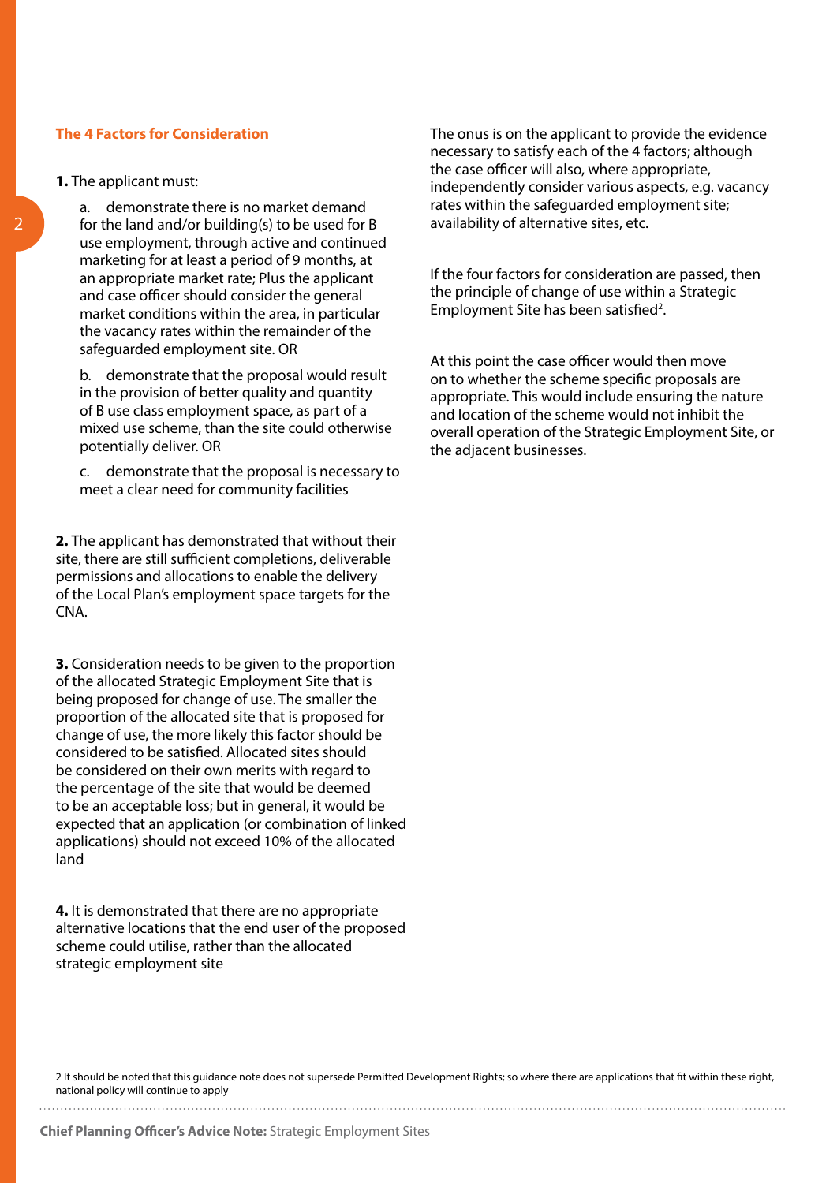## The 4 Factors for Consideration

**1.** The applicant must:

a. demonstrate there is no market demand for the land and/or building(s) to be used for B use employment, through active and continued marketing for at least a period of 9 months, at an appropriate market rate; Plus the applicant and case officer should consider the general market conditions within the area, in particular the vacancy rates within the remainder of the safeguarded employment site. OR

b. demonstrate that the proposal would result in the provision of better quality and quantity of B use class employment space, as part of a mixed use scheme, than the site could otherwise potentially deliver. OR

c. demonstrate that the proposal is necessary to meet a clear need for community facilities

**2.** The applicant has demonstrated that without their site, there are still sufficient completions, deliverable permissions and allocations to enable the delivery of the Local Plan's employment space targets for the CNA.

**3.** Consideration needs to be given to the proportion of the allocated Strategic Employment Site that is being proposed for change of use. The smaller the proportion of the allocated site that is proposed for change of use, the more likely this factor should be considered to be satisfied. Allocated sites should be considered on their own merits with regard to the percentage of the site that would be deemed to be an acceptable loss; but in general, it would be expected that an application (or combination of linked applications) should not exceed 10% of the allocated land

**4.** It is demonstrated that there are no appropriate alternative locations that the end user of the proposed scheme could utilise, rather than the allocated strategic employment site

The onus is on the applicant to provide the evidence necessary to satisfy each of the 4 factors; although the case officer will also, where appropriate, independently consider various aspects, e.g. vacancy rates within the safeguarded employment site; availability of alternative sites, etc.

If the four factors for consideration are passed, then the principle of change of use within a Strategic Employment Site has been satisfied[2].

At this point the case officer would then move on to whether the scheme specific proposals are appropriate. This would include ensuring the nature and location of the scheme would not inhibit the overall operation of the Strategic Employment Site, or the adjacent businesses.

2 It should be noted that this guidance note does not supersede Permitted Development Rights; so where there are applications that fit within these right, national policy will continue to apply